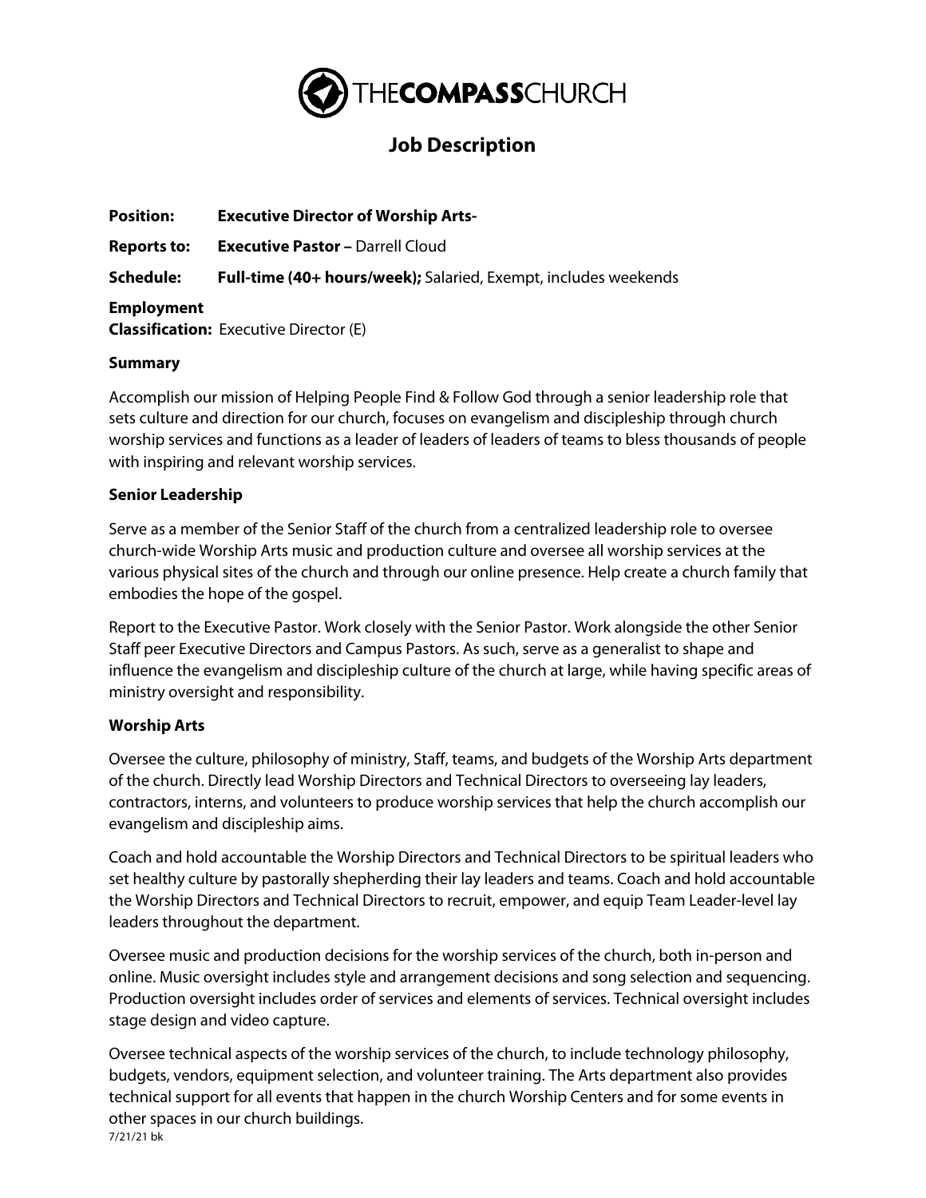THECOMPASSCHURCH

# Job Description

**Position:** **Executive Director of Worship Arts-**

**Reports to:** **Executive Pastor –** Darrell Cloud

**Schedule:** **Full-time (40+ hours/week);** Salaried, Exempt, includes weekends

**Employment Classification:** Executive Director (E)

**Summary**

Accomplish our mission of Helping People Find & Follow God through a senior leadership role that sets culture and direction for our church, focuses on evangelism and discipleship through church worship services and functions as a leader of leaders of leaders of teams to bless thousands of people with inspiring and relevant worship services.

**Senior Leadership**

Serve as a member of the Senior Staff of the church from a centralized leadership role to oversee church-wide Worship Arts music and production culture and oversee all worship services at the various physical sites of the church and through our online presence. Help create a church family that embodies the hope of the gospel.

Report to the Executive Pastor. Work closely with the Senior Pastor. Work alongside the other Senior Staff peer Executive Directors and Campus Pastors. As such, serve as a generalist to shape and influence the evangelism and discipleship culture of the church at large, while having specific areas of ministry oversight and responsibility.

**Worship Arts**

Oversee the culture, philosophy of ministry, Staff, teams, and budgets of the Worship Arts department of the church. Directly lead Worship Directors and Technical Directors to overseeing lay leaders, contractors, interns, and volunteers to produce worship services that help the church accomplish our evangelism and discipleship aims.

Coach and hold accountable the Worship Directors and Technical Directors to be spiritual leaders who set healthy culture by pastorally shepherding their lay leaders and teams. Coach and hold accountable the Worship Directors and Technical Directors to recruit, empower, and equip Team Leader-level lay leaders throughout the department.

Oversee music and production decisions for the worship services of the church, both in-person and online. Music oversight includes style and arrangement decisions and song selection and sequencing. Production oversight includes order of services and elements of services. Technical oversight includes stage design and video capture.

Oversee technical aspects of the worship services of the church, to include technology philosophy, budgets, vendors, equipment selection, and volunteer training. The Arts department also provides technical support for all events that happen in the church Worship Centers and for some events in other spaces in our church buildings.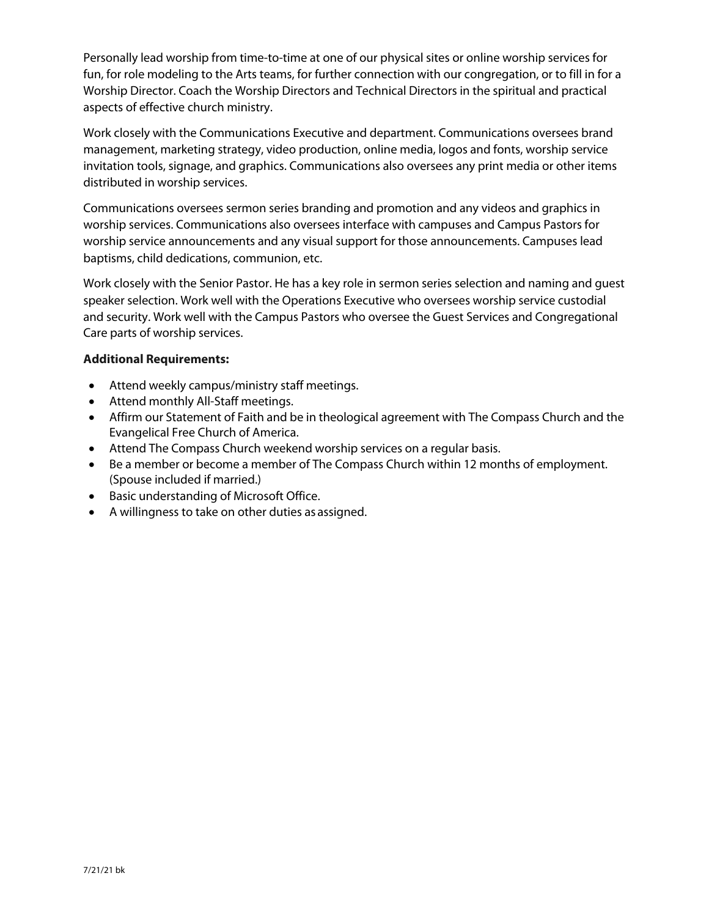Personally lead worship from time-to-time at one of our physical sites or online worship services for fun, for role modeling to the Arts teams, for further connection with our congregation, or to fill in for a Worship Director. Coach the Worship Directors and Technical Directors in the spiritual and practical aspects of effective church ministry.

Work closely with the Communications Executive and department. Communications oversees brand management, marketing strategy, video production, online media, logos and fonts, worship service invitation tools, signage, and graphics. Communications also oversees any print media or other items distributed in worship services.

Communications oversees sermon series branding and promotion and any videos and graphics in worship services. Communications also oversees interface with campuses and Campus Pastors for worship service announcements and any visual support for those announcements. Campuses lead baptisms, child dedications, communion, etc.

Work closely with the Senior Pastor. He has a key role in sermon series selection and naming and guest speaker selection. Work well with the Operations Executive who oversees worship service custodial and security. Work well with the Campus Pastors who oversee the Guest Services and Congregational Care parts of worship services.

**Additional Requirements:**

- Attend weekly campus/ministry staff meetings.
- Attend monthly All-Staff meetings.
- Affirm our Statement of Faith and be in theological agreement with The Compass Church and the Evangelical Free Church of America.
- Attend The Compass Church weekend worship services on a regular basis.
- Be a member or become a member of The Compass Church within 12 months of employment. (Spouse included if married.)
- Basic understanding of Microsoft Office.
- A willingness to take on other duties as assigned.

7/21/21 bk